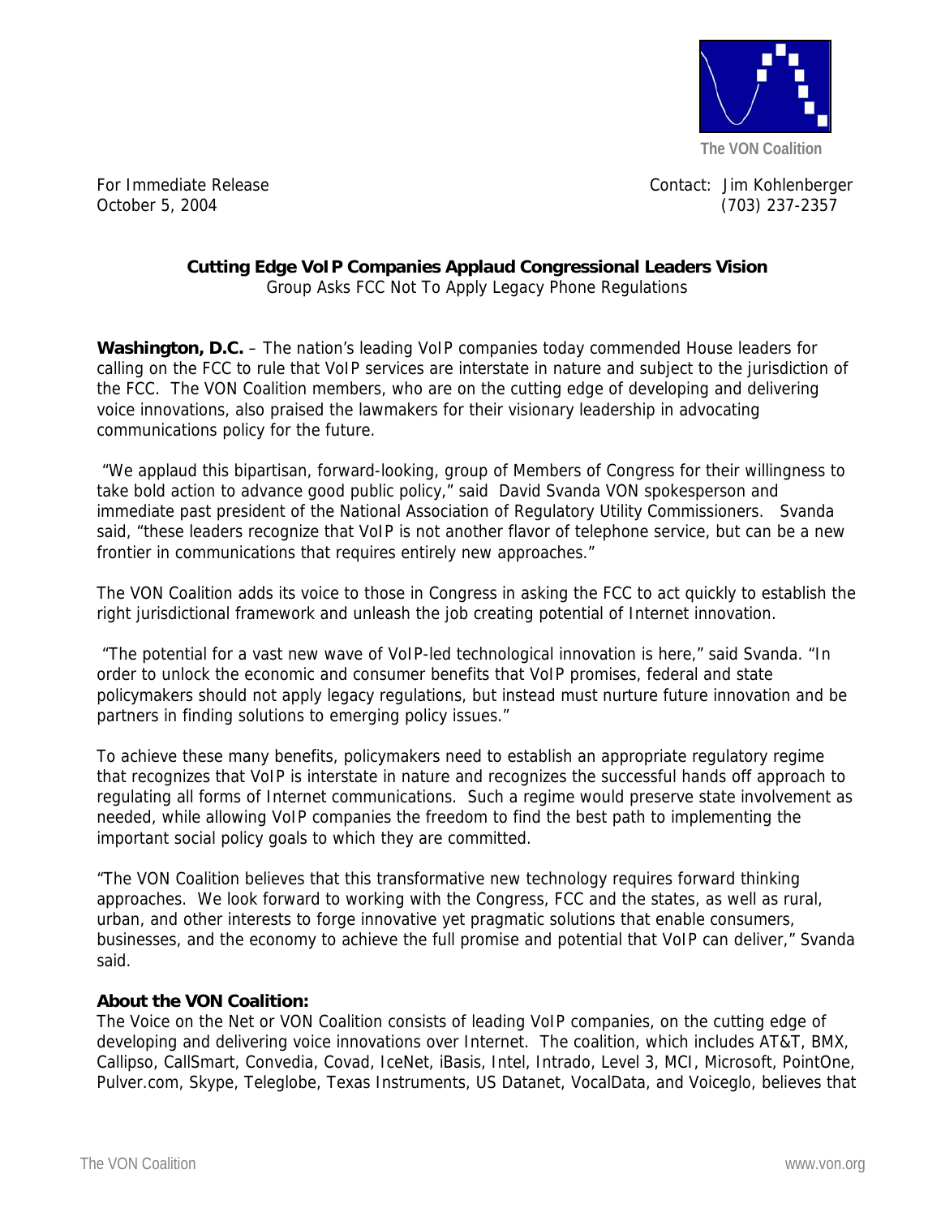The VON Coalition

For Immediate Release
October 5, 2004

Contact: Jim Kohlenberger
(703) 237-2357

**Cutting Edge VoIP Companies Applaud Congressional Leaders Vision**

Group Asks FCC Not To Apply Legacy Phone Regulations

**Washington, D.C.** – The nation's leading VoIP companies today commended House leaders for calling on the FCC to rule that VoIP services are interstate in nature and subject to the jurisdiction of the FCC. The VON Coalition members, who are on the cutting edge of developing and delivering voice innovations, also praised the lawmakers for their visionary leadership in advocating communications policy for the future.

"We applaud this bipartisan, forward-looking, group of Members of Congress for their willingness to take bold action to advance good public policy," said David Svanda VON spokesperson and immediate past president of the National Association of Regulatory Utility Commissioners. Svanda said, "these leaders recognize that VoIP is not another flavor of telephone service, but can be a new frontier in communications that requires entirely new approaches."

The VON Coalition adds its voice to those in Congress in asking the FCC to act quickly to establish the right jurisdictional framework and unleash the job creating potential of Internet innovation.

"The potential for a vast new wave of VoIP-led technological innovation is here," said Svanda. "In order to unlock the economic and consumer benefits that VoIP promises, federal and state policymakers should not apply legacy regulations, but instead must nurture future innovation and be partners in finding solutions to emerging policy issues."

To achieve these many benefits, policymakers need to establish an appropriate regulatory regime that recognizes that VoIP is interstate in nature and recognizes the successful hands off approach to regulating all forms of Internet communications. Such a regime would preserve state involvement as needed, while allowing VoIP companies the freedom to find the best path to implementing the important social policy goals to which they are committed.

"The VON Coalition believes that this transformative new technology requires forward thinking approaches. We look forward to working with the Congress, FCC and the states, as well as rural, urban, and other interests to forge innovative yet pragmatic solutions that enable consumers, businesses, and the economy to achieve the full promise and potential that VoIP can deliver," Svanda said.

**About the VON Coalition:**

The Voice on the Net or VON Coalition consists of leading VoIP companies, on the cutting edge of developing and delivering voice innovations over Internet. The coalition, which includes AT&T, BMX, Callipso, CallSmart, Convedia, Covad, IceNet, iBasis, Intel, Intrado, Level 3, MCI, Microsoft, PointOne, Pulver.com, Skype, Teleglobe, Texas Instruments, US Datanet, VocalData, and Voiceglo, believes that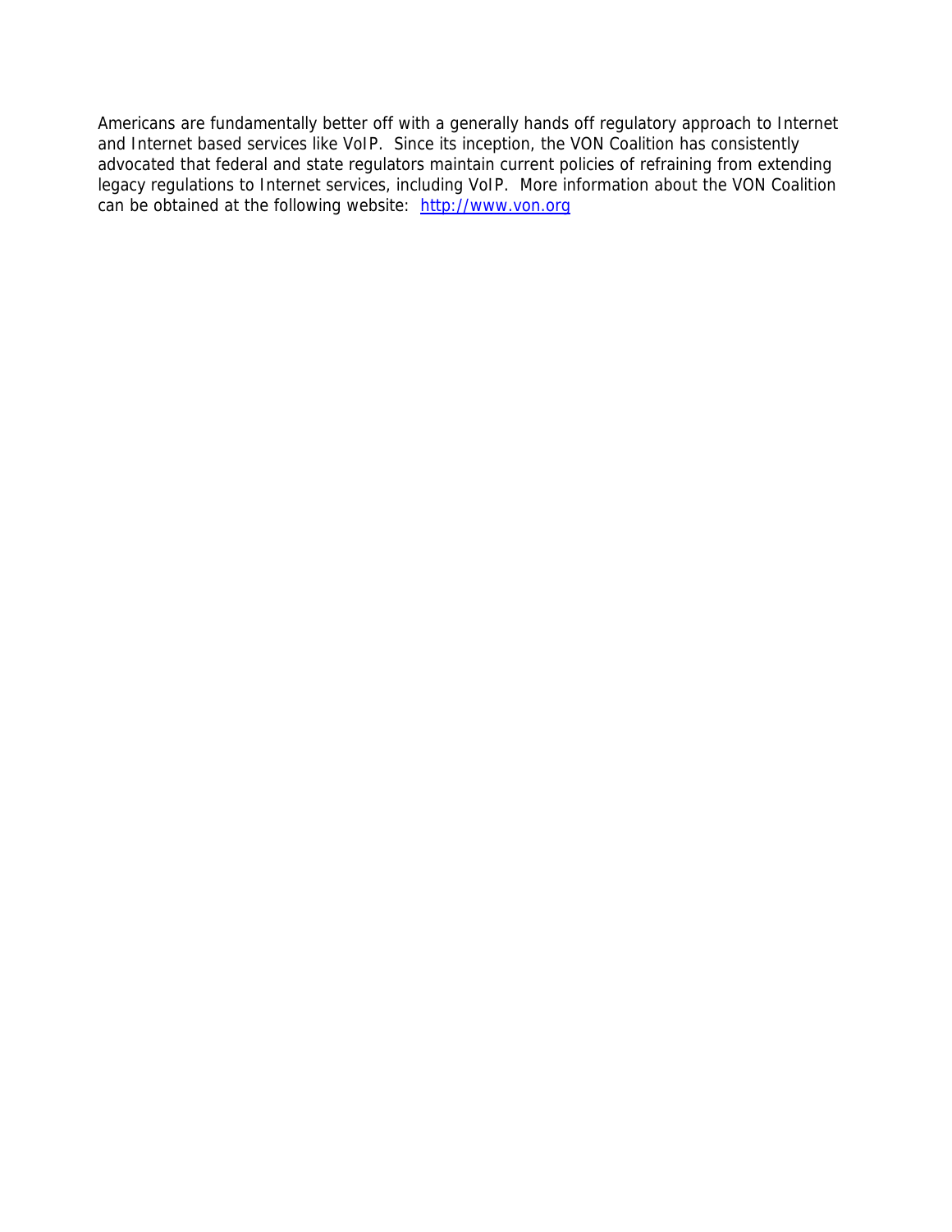Americans are fundamentally better off with a generally hands off regulatory approach to Internet and Internet based services like VoIP. Since its inception, the VON Coalition has consistently advocated that federal and state regulators maintain current policies of refraining from extending legacy regulations to Internet services, including VoIP. More information about the VON Coalition can be obtained at the following website: [http://www.von.org](http://www.von.org)